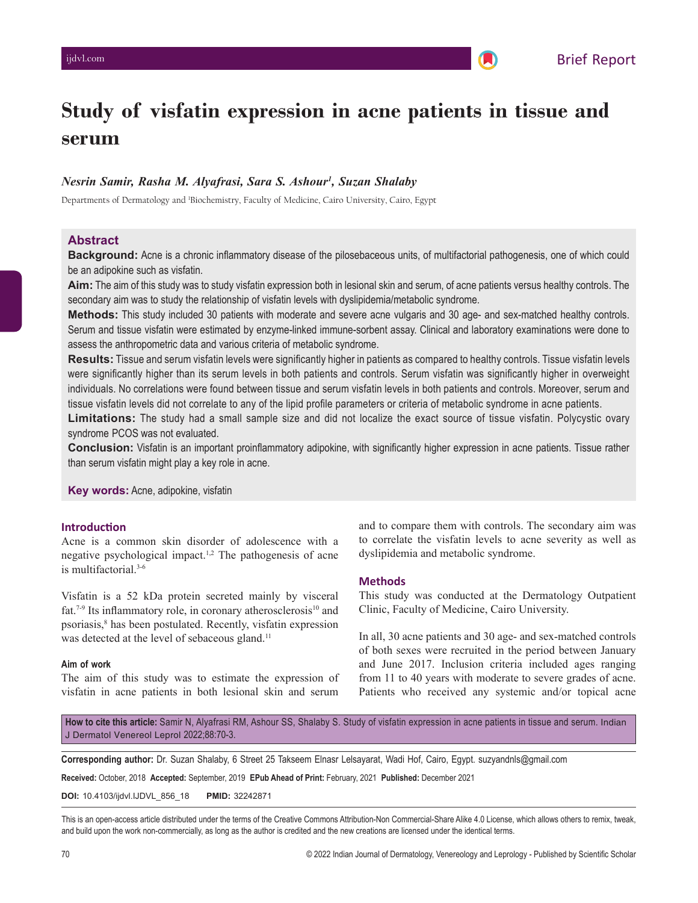# Study of visfatin expression in acne patients in tissue and serum

*Nesrin Samir, Rasha M. Alyafrasi, Sara S. Ashour[1], Suzan Shalaby*

Departments of Dermatology and [1]Biochemistry, Faculty of Medicine, Cairo University, Cairo, Egypt

## Abstract

**Background:** Acne is a chronic inflammatory disease of the pilosebaceous units, of multifactorial pathogenesis, one of which could be an adipokine such as visfatin.

**Aim:** The aim of this study was to study visfatin expression both in lesional skin and serum, of acne patients versus healthy controls. The secondary aim was to study the relationship of visfatin levels with dyslipidemia/metabolic syndrome.

**Methods:** This study included 30 patients with moderate and severe acne vulgaris and 30 age- and sex-matched healthy controls. Serum and tissue visfatin were estimated by enzyme-linked immune-sorbent assay. Clinical and laboratory examinations were done to assess the anthropometric data and various criteria of metabolic syndrome.

**Results:** Tissue and serum visfatin levels were significantly higher in patients as compared to healthy controls. Tissue visfatin levels were significantly higher than its serum levels in both patients and controls. Serum visfatin was significantly higher in overweight individuals. No correlations were found between tissue and serum visfatin levels in both patients and controls. Moreover, serum and tissue visfatin levels did not correlate to any of the lipid profile parameters or criteria of metabolic syndrome in acne patients.

**Limitations:** The study had a small sample size and did not localize the exact source of tissue visfatin. Polycystic ovary syndrome PCOS was not evaluated.

**Conclusion:** Visfatin is an important proinflammatory adipokine, with significantly higher expression in acne patients. Tissue rather than serum visfatin might play a key role in acne.

**Key words:** Acne, adipokine, visfatin

## Introduction

Acne is a common skin disorder of adolescence with a negative psychological impact.[1,2] The pathogenesis of acne is multifactorial.[3-6]

Visfatin is a 52 kDa protein secreted mainly by visceral fat.[7-9] Its inflammatory role, in coronary atherosclerosis[10] and psoriasis,[8] has been postulated. Recently, visfatin expression was detected at the level of sebaceous gland.[11]

### Aim of work

The aim of this study was to estimate the expression of visfatin in acne patients in both lesional skin and serum and to compare them with controls. The secondary aim was to correlate the visfatin levels to acne severity as well as dyslipidemia and metabolic syndrome.

## Methods

This study was conducted at the Dermatology Outpatient Clinic, Faculty of Medicine, Cairo University.

In all, 30 acne patients and 30 age- and sex-matched controls of both sexes were recruited in the period between January and June 2017. Inclusion criteria included ages ranging from 11 to 40 years with moderate to severe grades of acne. Patients who received any systemic and/or topical acne

**How to cite this article:** Samir N, Alyafrasi RM, Ashour SS, Shalaby S. Study of visfatin expression in acne patients in tissue and serum. Indian J Dermatol Venereol Leprol 2022;88:70-3.

**Corresponding author:** Dr. Suzan Shalaby, 6 Street 25 Takseem Elnasr Lelsayarat, Wadi Hof, Cairo, Egypt. suzyandnls@gmail.com

**Received:** October, 2018 **Accepted:** September, 2019 **EPub Ahead of Print:** February, 2021 **Published:** December 2021

**DOI:** 10.4103/ijdvl.IJDVL_856_18 **PMID:** 32242871

This is an open-access article distributed under the terms of the Creative Commons Attribution-Non Commercial-Share Alike 4.0 License, which allows others to remix, tweak, and build upon the work non-commercially, as long as the author is credited and the new creations are licensed under the identical terms.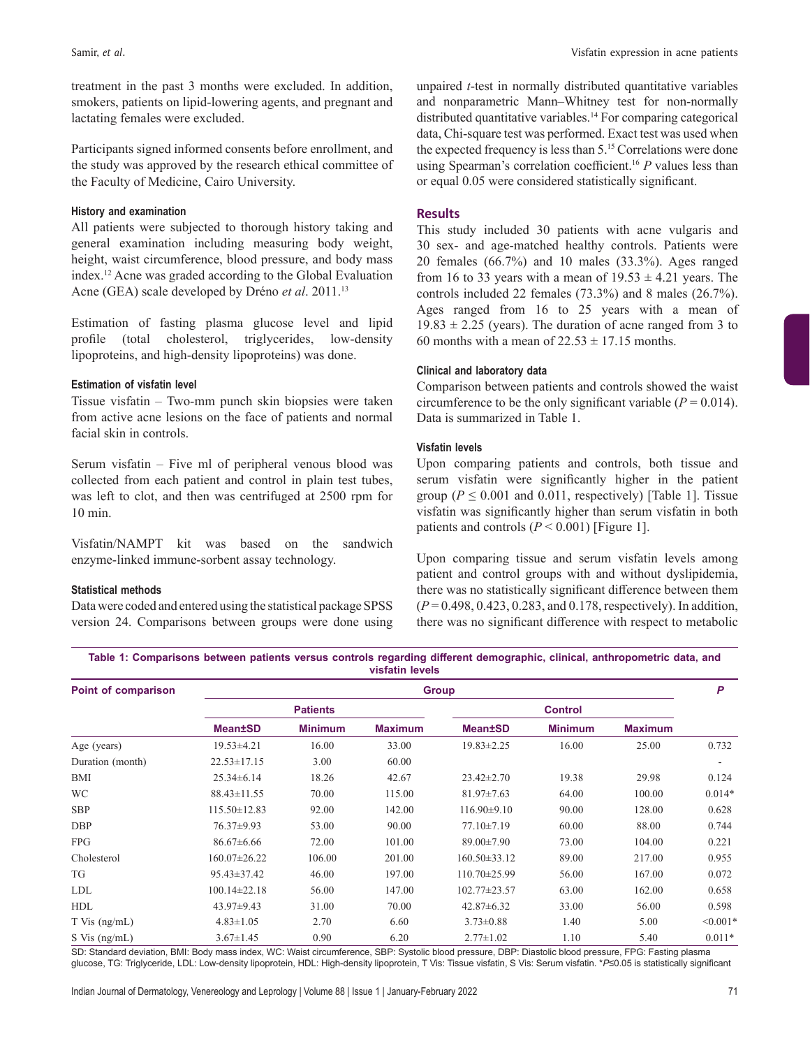treatment in the past 3 months were excluded. In addition, smokers, patients on lipid-lowering agents, and pregnant and lactating females were excluded.

Participants signed informed consents before enrollment, and the study was approved by the research ethical committee of the Faculty of Medicine, Cairo University.

#### History and examination

All patients were subjected to thorough history taking and general examination including measuring body weight, height, waist circumference, blood pressure, and body mass index.[12] Acne was graded according to the Global Evaluation Acne (GEA) scale developed by Dréno *et al*. 2011.[13]

Estimation of fasting plasma glucose level and lipid profile (total cholesterol, triglycerides, low-density lipoproteins, and high-density lipoproteins) was done.

#### Estimation of visfatin level

Tissue visfatin – Two-mm punch skin biopsies were taken from active acne lesions on the face of patients and normal facial skin in controls.

Serum visfatin – Five ml of peripheral venous blood was collected from each patient and control in plain test tubes, was left to clot, and then was centrifuged at 2500 rpm for 10 min.

Visfatin/NAMPT kit was based on the sandwich enzyme-linked immune-sorbent assay technology.

#### Statistical methods

Data were coded and entered using the statistical package SPSS version 24. Comparisons between groups were done using unpaired *t*-test in normally distributed quantitative variables and nonparametric Mann–Whitney test for non-normally distributed quantitative variables.[14] For comparing categorical data, Chi-square test was performed. Exact test was used when the expected frequency is less than 5.[15] Correlations were done using Spearman's correlation coefficient.[16] *P* values less than or equal 0.05 were considered statistically significant.

## Results

This study included 30 patients with acne vulgaris and 30 sex- and age-matched healthy controls. Patients were 20 females (66.7%) and 10 males (33.3%). Ages ranged from 16 to 33 years with a mean of 19.53 ± 4.21 years. The controls included 22 females (73.3%) and 8 males (26.7%). Ages ranged from 16 to 25 years with a mean of 19.83 ± 2.25 (years). The duration of acne ranged from 3 to 60 months with a mean of 22.53 ± 17.15 months.

#### Clinical and laboratory data

Comparison between patients and controls showed the waist circumference to be the only significant variable ($P = 0.014$). Data is summarized in Table 1.

#### Visfatin levels

Upon comparing patients and controls, both tissue and serum visfatin were significantly higher in the patient group ($P \leq 0.001$ and 0.011, respectively) [Table 1]. Tissue visfatin was significantly higher than serum visfatin in both patients and controls ($P < 0.001$) [Figure 1].

Upon comparing tissue and serum visfatin levels among patient and control groups with and without dyslipidemia, there was no statistically significant difference between them ($P = 0.498$, 0.423, 0.283, and 0.178, respectively). In addition, there was no significant difference with respect to metabolic

**Table 1: Comparisons between patients versus controls regarding different demographic, clinical, anthropometric data, and visfatin levels**

| Point of comparison | Group | | | | | | *P* |
|---|---|---|---|---|---|---|---|
| | Patients | | | Control | | | |
| | Mean±SD | Minimum | Maximum | Mean±SD | Minimum | Maximum | |
| Age (years) | 19.53±4.21 | 16.00 | 33.00 | 19.83±2.25 | 16.00 | 25.00 | 0.732 |
| Duration (month) | 22.53±17.15 | 3.00 | 60.00 | | | | - |
| BMI | 25.34±6.14 | 18.26 | 42.67 | 23.42±2.70 | 19.38 | 29.98 | 0.124 |
| WC | 88.43±11.55 | 70.00 | 115.00 | 81.97±7.63 | 64.00 | 100.00 | 0.014* |
| SBP | 115.50±12.83 | 92.00 | 142.00 | 116.90±9.10 | 90.00 | 128.00 | 0.628 |
| DBP | 76.37±9.93 | 53.00 | 90.00 | 77.10±7.19 | 60.00 | 88.00 | 0.744 |
| FPG | 86.67±6.66 | 72.00 | 101.00 | 89.00±7.90 | 73.00 | 104.00 | 0.221 |
| Cholesterol | 160.07±26.22 | 106.00 | 201.00 | 160.50±33.12 | 89.00 | 217.00 | 0.955 |
| TG | 95.43±37.42 | 46.00 | 197.00 | 110.70±25.99 | 56.00 | 167.00 | 0.072 |
| LDL | 100.14±22.18 | 56.00 | 147.00 | 102.77±23.57 | 63.00 | 162.00 | 0.658 |
| HDL | 43.97±9.43 | 31.00 | 70.00 | 42.87±6.32 | 33.00 | 56.00 | 0.598 |
| T Vis (ng/mL) | 4.83±1.05 | 2.70 | 6.60 | 3.73±0.88 | 1.40 | 5.00 | <0.001* |
| S Vis (ng/mL) | 3.67±1.45 | 0.90 | 6.20 | 2.77±1.02 | 1.10 | 5.40 | 0.011* |

SD: Standard deviation, BMI: Body mass index, WC: Waist circumference, SBP: Systolic blood pressure, DBP: Diastolic blood pressure, FPG: Fasting plasma glucose, TG: Triglyceride, LDL: Low-density lipoprotein, HDL: High-density lipoprotein, T Vis: Tissue visfatin, S Vis: Serum visfatin. *$P \leq 0.05$ is statistically significant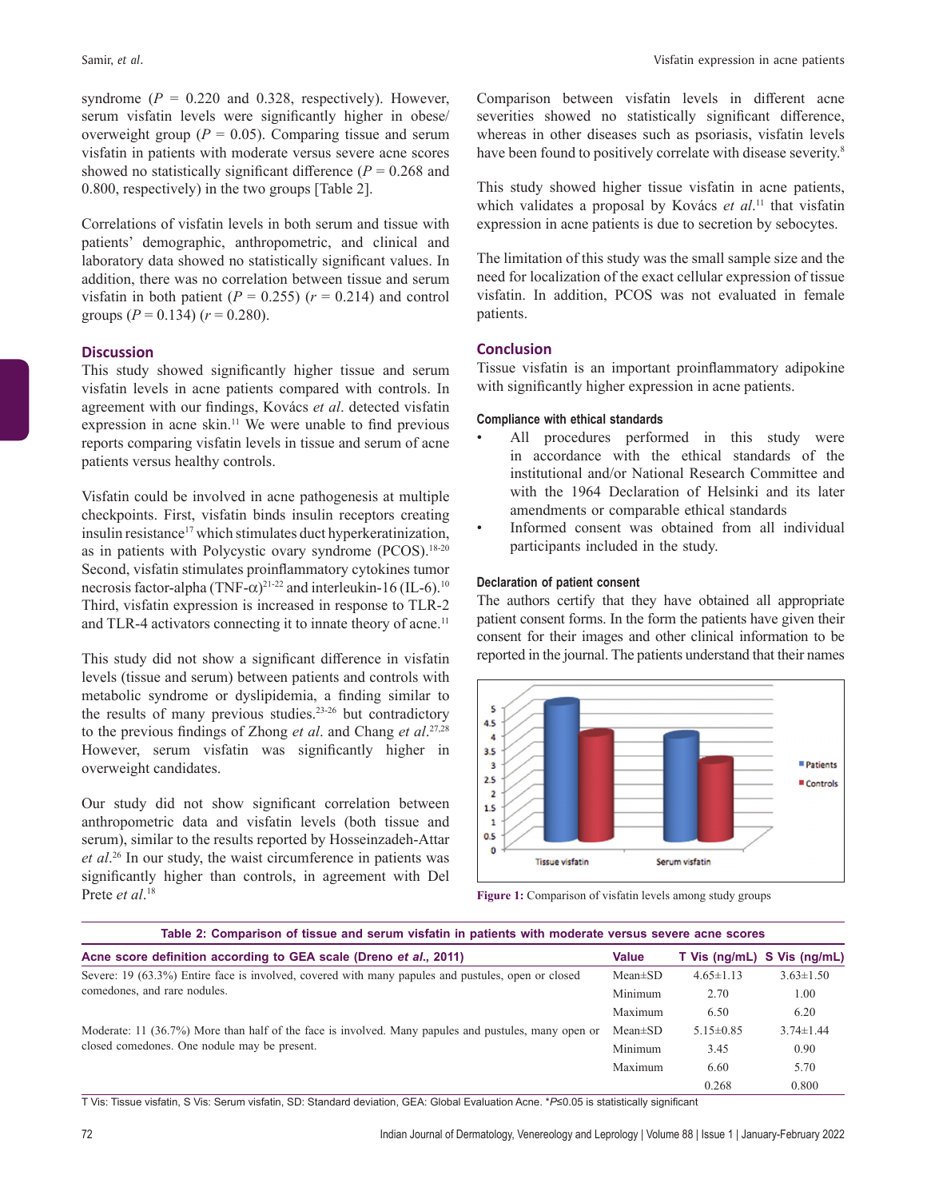syndrome ($P$ = 0.220 and 0.328, respectively). However, serum visfatin levels were significantly higher in obese/overweight group ($P$ = 0.05). Comparing tissue and serum visfatin in patients with moderate versus severe acne scores showed no statistically significant difference ($P$ = 0.268 and 0.800, respectively) in the two groups [Table 2].

Correlations of visfatin levels in both serum and tissue with patients' demographic, anthropometric, and clinical and laboratory data showed no statistically significant values. In addition, there was no correlation between tissue and serum visfatin in both patient ($P$ = 0.255) ($r$ = 0.214) and control groups ($P$ = 0.134) ($r$ = 0.280).

## Discussion

This study showed significantly higher tissue and serum visfatin levels in acne patients compared with controls. In agreement with our findings, Kovács *et al*. detected visfatin expression in acne skin.[11] We were unable to find previous reports comparing visfatin levels in tissue and serum of acne patients versus healthy controls.

Visfatin could be involved in acne pathogenesis at multiple checkpoints. First, visfatin binds insulin receptors creating insulin resistance[17] which stimulates duct hyperkeratinization, as in patients with Polycystic ovary syndrome (PCOS).[18-20] Second, visfatin stimulates proinflammatory cytokines tumor necrosis factor-alpha (TNF-α)[21-22] and interleukin-16 (IL-6).[10] Third, visfatin expression is increased in response to TLR-2 and TLR-4 activators connecting it to innate theory of acne.[11]

This study did not show a significant difference in visfatin levels (tissue and serum) between patients and controls with metabolic syndrome or dyslipidemia, a finding similar to the results of many previous studies.[23-26] but contradictory to the previous findings of Zhong *et al*. and Chang *et al*.[27,28] However, serum visfatin was significantly higher in overweight candidates.

Our study did not show significant correlation between anthropometric data and visfatin levels (both tissue and serum), similar to the results reported by Hosseinzadeh-Attar *et al*.[26] In our study, the waist circumference in patients was significantly higher than controls, in agreement with Del Prete *et al*.[18]

Comparison between visfatin levels in different acne severities showed no statistically significant difference, whereas in other diseases such as psoriasis, visfatin levels have been found to positively correlate with disease severity.[8]

This study showed higher tissue visfatin in acne patients, which validates a proposal by Kovács *et al*.[11] that visfatin expression in acne patients is due to secretion by sebocytes.

The limitation of this study was the small sample size and the need for localization of the exact cellular expression of tissue visfatin. In addition, PCOS was not evaluated in female patients.

## Conclusion

Tissue visfatin is an important proinflammatory adipokine with significantly higher expression in acne patients.

### Compliance with ethical standards

- All procedures performed in this study were in accordance with the ethical standards of the institutional and/or National Research Committee and with the 1964 Declaration of Helsinki and its later amendments or comparable ethical standards
- Informed consent was obtained from all individual participants included in the study.

### Declaration of patient consent

The authors certify that they have obtained all appropriate patient consent forms. In the form the patients have given their consent for their images and other clinical information to be reported in the journal. The patients understand that their names

**Figure 1:** Comparison of visfatin levels among study groups

**Table 2: Comparison of tissue and serum visfatin in patients with moderate versus severe acne scores**

| Acne score definition according to GEA scale (Dreno *et al*., 2011) | Value | T Vis (ng/mL) | S Vis (ng/mL) |
|---|---|---|---|
| Severe: 19 (63.3%) Entire face is involved, covered with many papules and pustules, open or closed comedones, and rare nodules. | Mean±SD | 4.65±1.13 | 3.63±1.50 |
| | Minimum | 2.70 | 1.00 |
| | Maximum | 6.50 | 6.20 |
| Moderate: 11 (36.7%) More than half of the face is involved. Many papules and pustules, many open or closed comedones. One nodule may be present. | Mean±SD | 5.15±0.85 | 3.74±1.44 |
| | Minimum | 3.45 | 0.90 |
| | Maximum | 6.60 | 5.70 |
| | | 0.268 | 0.800 |

T Vis: Tissue visfatin, S Vis: Serum visfatin, SD: Standard deviation, GEA: Global Evaluation Acne. *$P$≤0.05 is statistically significant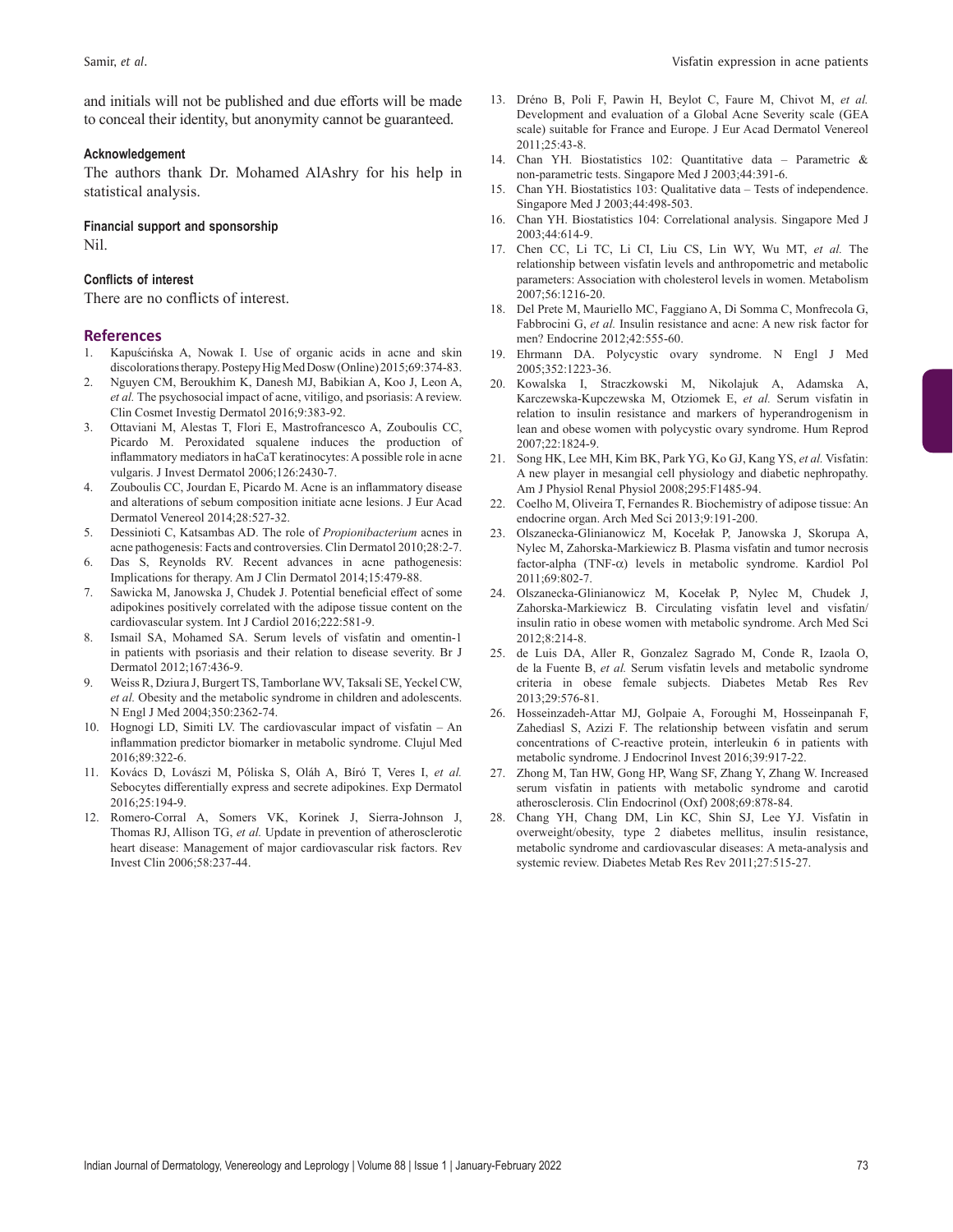and initials will not be published and due efforts will be made to conceal their identity, but anonymity cannot be guaranteed.

### Acknowledgement

The authors thank Dr. Mohamed AlAshry for his help in statistical analysis.

### Financial support and sponsorship

Nil.

### Conflicts of interest

There are no conflicts of interest.

## References

1. Kapuścińska A, Nowak I. Use of organic acids in acne and skin discolorations therapy. Postepy Hig Med Dosw (Online) 2015;69:374-83.
2. Nguyen CM, Beroukhim K, Danesh MJ, Babikian A, Koo J, Leon A, *et al.* The psychosocial impact of acne, vitiligo, and psoriasis: A review. Clin Cosmet Investig Dermatol 2016;9:383-92.
3. Ottaviani M, Alestas T, Flori E, Mastrofrancesco A, Zouboulis CC, Picardo M. Peroxidated squalene induces the production of inflammatory mediators in haCaT keratinocytes: A possible role in acne vulgaris. J Invest Dermatol 2006;126:2430-7.
4. Zouboulis CC, Jourdan E, Picardo M. Acne is an inflammatory disease and alterations of sebum composition initiate acne lesions. J Eur Acad Dermatol Venereol 2014;28:527-32.
5. Dessinioti C, Katsambas AD. The role of *Propionibacterium* acnes in acne pathogenesis: Facts and controversies. Clin Dermatol 2010;28:2-7.
6. Das S, Reynolds RV. Recent advances in acne pathogenesis: Implications for therapy. Am J Clin Dermatol 2014;15:479-88.
7. Sawicka M, Janowska J, Chudek J. Potential beneficial effect of some adipokines positively correlated with the adipose tissue content on the cardiovascular system. Int J Cardiol 2016;222:581-9.
8. Ismail SA, Mohamed SA. Serum levels of visfatin and omentin-1 in patients with psoriasis and their relation to disease severity. Br J Dermatol 2012;167:436-9.
9. Weiss R, Dziura J, Burgert TS, Tamborlane WV, Taksali SE, Yeckel CW, *et al.* Obesity and the metabolic syndrome in children and adolescents. N Engl J Med 2004;350:2362-74.
10. Hognogi LD, Simiti LV. The cardiovascular impact of visfatin – An inflammation predictor biomarker in metabolic syndrome. Clujul Med 2016;89:322-6.
11. Kovács D, Lovászi M, Póliska S, Oláh A, Bíró T, Veres I, *et al.* Sebocytes differentially express and secrete adipokines. Exp Dermatol 2016;25:194-9.
12. Romero-Corral A, Somers VK, Korinek J, Sierra-Johnson J, Thomas RJ, Allison TG, *et al.* Update in prevention of atherosclerotic heart disease: Management of major cardiovascular risk factors. Rev Invest Clin 2006;58:237-44.
13. Dréno B, Poli F, Pawin H, Beylot C, Faure M, Chivot M, *et al.* Development and evaluation of a Global Acne Severity scale (GEA scale) suitable for France and Europe. J Eur Acad Dermatol Venereol 2011;25:43-8.
14. Chan YH. Biostatistics 102: Quantitative data – Parametric & non-parametric tests. Singapore Med J 2003;44:391-6.
15. Chan YH. Biostatistics 103: Qualitative data – Tests of independence. Singapore Med J 2003;44:498-503.
16. Chan YH. Biostatistics 104: Correlational analysis. Singapore Med J 2003;44:614-9.
17. Chen CC, Li TC, Li CI, Liu CS, Lin WY, Wu MT, *et al.* The relationship between visfatin levels and anthropometric and metabolic parameters: Association with cholesterol levels in women. Metabolism 2007;56:1216-20.
18. Del Prete M, Mauriello MC, Faggiano A, Di Somma C, Monfrecola G, Fabbrocini G, *et al.* Insulin resistance and acne: A new risk factor for men? Endocrine 2012;42:555-60.
19. Ehrmann DA. Polycystic ovary syndrome. N Engl J Med 2005;352:1223-36.
20. Kowalska I, Straczkowski M, Nikolajuk A, Adamska A, Karczewska-Kupczewska M, Otziomek E, *et al.* Serum visfatin in relation to insulin resistance and markers of hyperandrogenism in lean and obese women with polycystic ovary syndrome. Hum Reprod 2007;22:1824-9.
21. Song HK, Lee MH, Kim BK, Park YG, Ko GJ, Kang YS, *et al.* Visfatin: A new player in mesangial cell physiology and diabetic nephropathy. Am J Physiol Renal Physiol 2008;295:F1485-94.
22. Coelho M, Oliveira T, Fernandes R. Biochemistry of adipose tissue: An endocrine organ. Arch Med Sci 2013;9:191-200.
23. Olszanecka-Glinianowicz M, Kocełak P, Janowska J, Skorupa A, Nylec M, Zahorska-Markiewicz B. Plasma visfatin and tumor necrosis factor-alpha (TNF-$\alpha$) levels in metabolic syndrome. Kardiol Pol 2011;69:802-7.
24. Olszanecka-Glinianowicz M, Kocełak P, Nylec M, Chudek J, Zahorska-Markiewicz B. Circulating visfatin level and visfatin/insulin ratio in obese women with metabolic syndrome. Arch Med Sci 2012;8:214-8.
25. de Luis DA, Aller R, Gonzalez Sagrado M, Conde R, Izaola O, de la Fuente B, *et al.* Serum visfatin levels and metabolic syndrome criteria in obese female subjects. Diabetes Metab Res Rev 2013;29:576-81.
26. Hosseinzadeh-Attar MJ, Golpaie A, Foroughi M, Hosseinpanah F, Zahediasl S, Azizi F. The relationship between visfatin and serum concentrations of C-reactive protein, interleukin 6 in patients with metabolic syndrome. J Endocrinol Invest 2016;39:917-22.
27. Zhong M, Tan HW, Gong HP, Wang SF, Zhang Y, Zhang W. Increased serum visfatin in patients with metabolic syndrome and carotid atherosclerosis. Clin Endocrinol (Oxf) 2008;69:878-84.
28. Chang YH, Chang DM, Lin KC, Shin SJ, Lee YJ. Visfatin in overweight/obesity, type 2 diabetes mellitus, insulin resistance, metabolic syndrome and cardiovascular diseases: A meta-analysis and systemic review. Diabetes Metab Res Rev 2011;27:515-27.